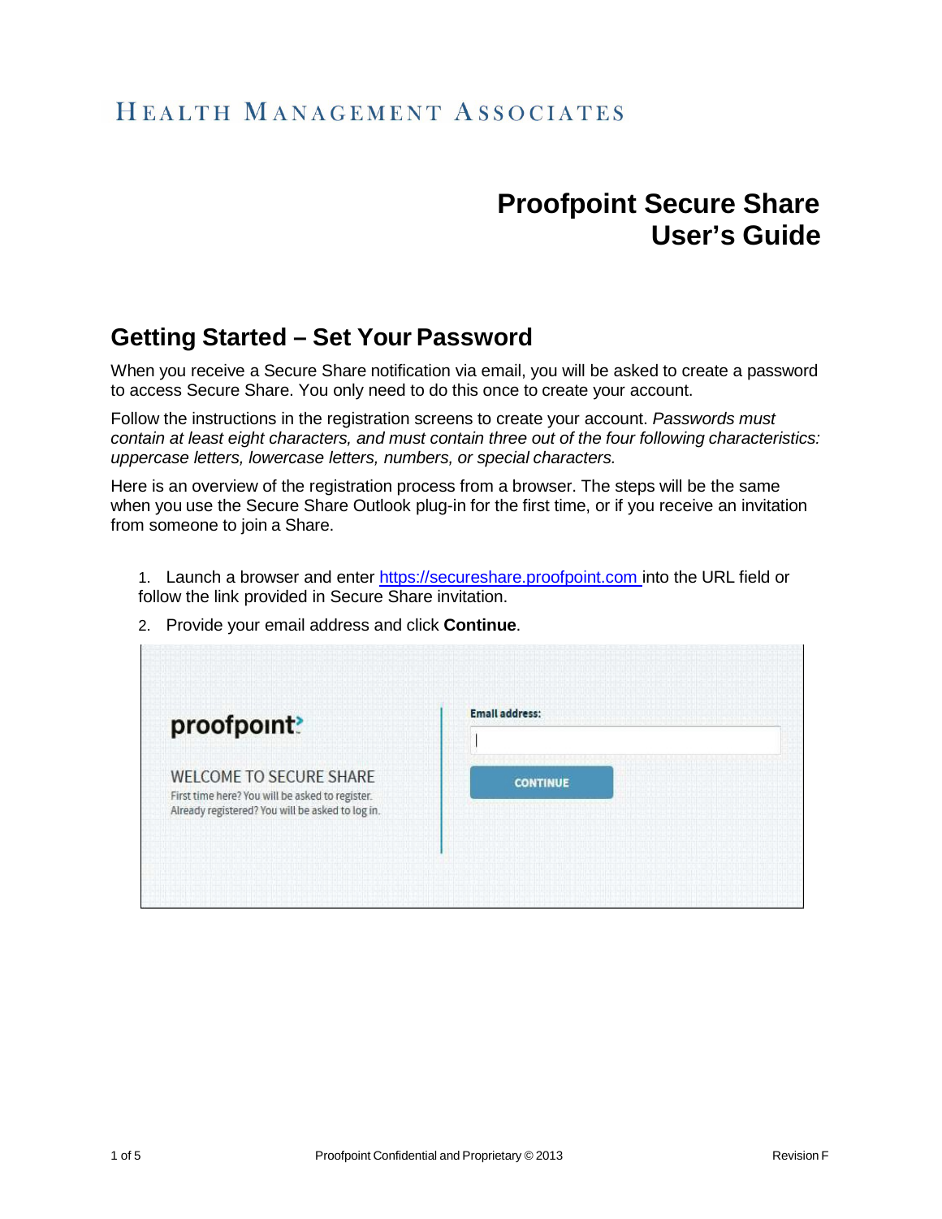HEALTH MANAGEMENT ASSOCIATES

# Proofpoint Secure Share User's Guide

## Getting Started – Set Your Password

When you receive a Secure Share notification via email, you will be asked to create a password to access Secure Share. You only need to do this once to create your account.

Follow the instructions in the registration screens to create your account. *Passwords must contain at least eight characters, and must contain three out of the four following characteristics: uppercase letters, lowercase letters, numbers, or special characters.*

Here is an overview of the registration process from a browser. The steps will be the same when you use the Secure Share Outlook plug-in for the first time, or if you receive an invitation from someone to join a Share.

1. Launch a browser and enter https://secureshare.proofpoint.com into the URL field or follow the link provided in Secure Share invitation.
2. Provide your email address and click **Continue**.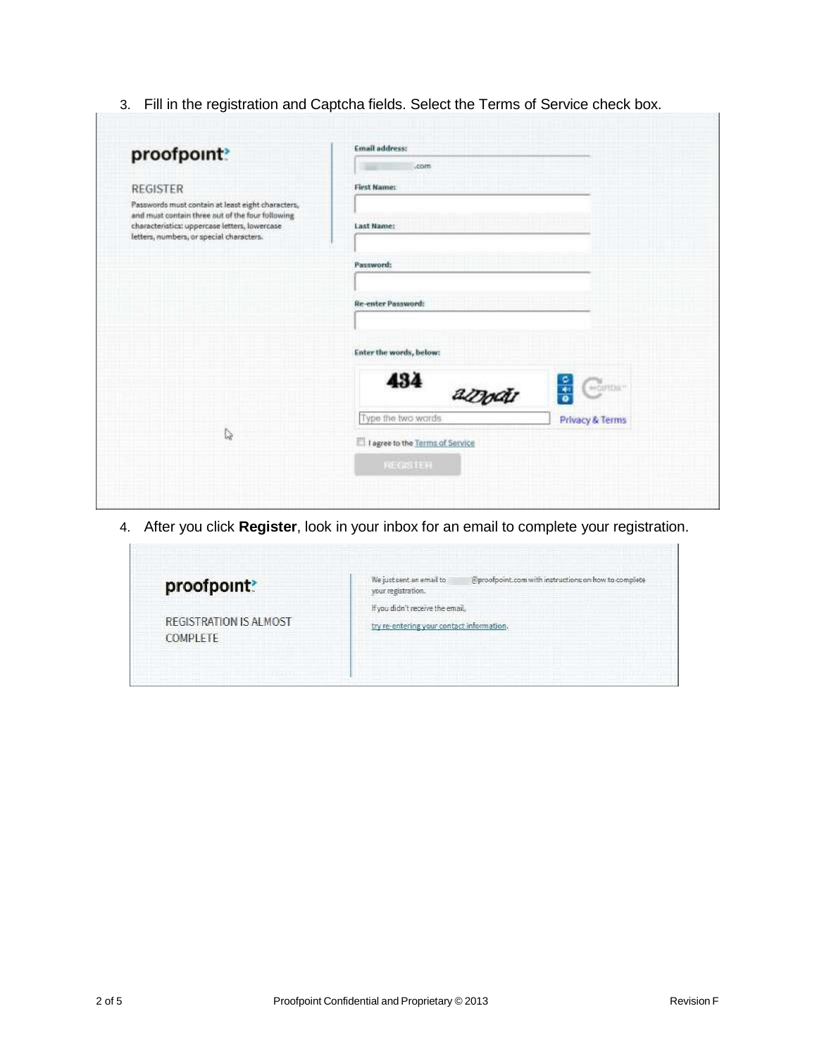3. Fill in the registration and Captcha fields. Select the Terms of Service check box.

4. After you click **Register**, look in your inbox for an email to complete your registration.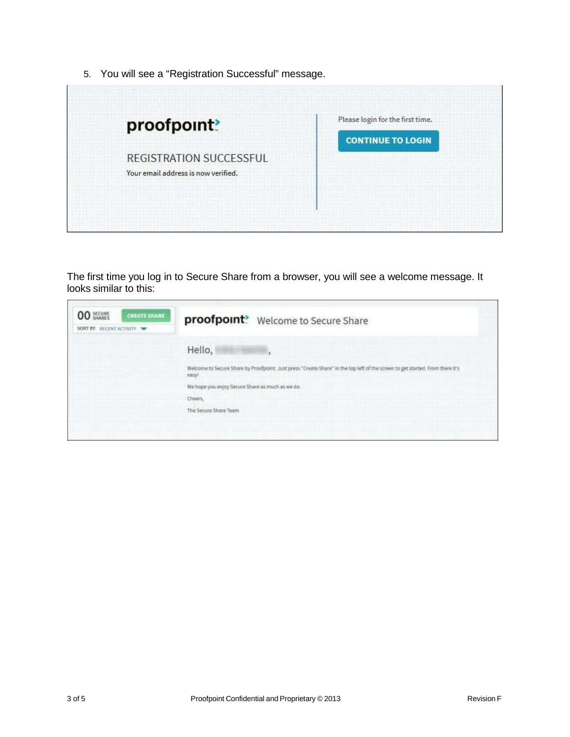5. You will see a “Registration Successful” message.

The first time you log in to Secure Share from a browser, you will see a welcome message. It looks similar to this: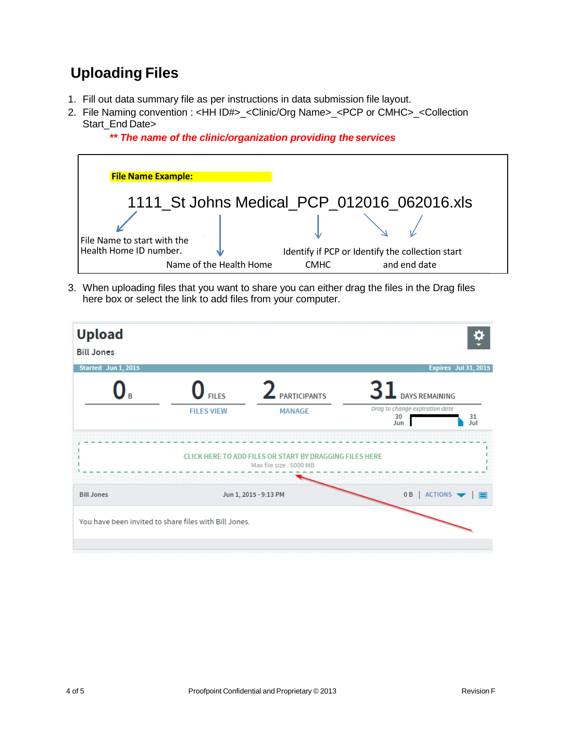## Uploading Files

1. Fill out data summary file as per instructions in data submission file layout.
2. File Naming convention : <HH ID#>_<Clinic/Org Name>_<PCP or CMHC>_<Collection Start_End Date>

   ***\*\* The name of the clinic/organization providing the services***

**File Name Example:**

1111_St Johns Medical_PCP_012016_062016.xls

- File Name to start with the Health Home ID number.
- Name of the Health Home
- Identify if PCP or CMHC
- Identify the collection start and end date

3. When uploading files that you want to share you can either drag the files in the Drag files here box or select the link to add files from your computer.

**Upload**

Bill Jones

Started Jun 1, 2015 — Expires Jul 31, 2015

0 B | 0 FILES (FILES VIEW) | 2 PARTICIPANTS (MANAGE) | 31 DAYS REMAINING

Drag to change expiration date — 30 Jun — 31 Jul

CLICK HERE TO ADD FILES OR START BY DRAGGING FILES HERE

Max file size : 5000 MB

Bill Jones — Jun 1, 2015 - 9:13 PM — 0 B | ACTIONS

You have been invited to share files with Bill Jones.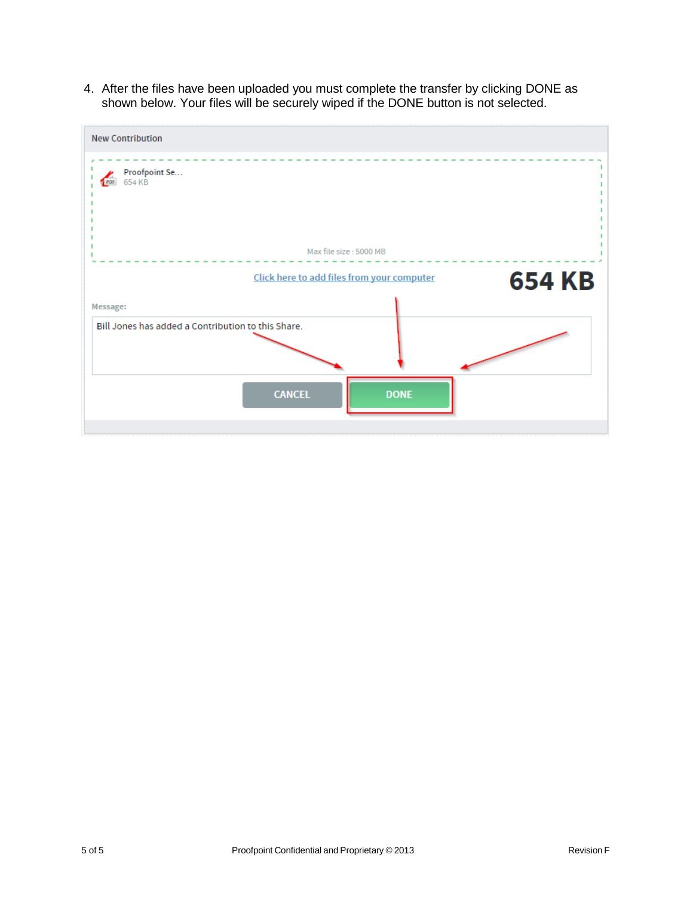4. After the files have been uploaded you must complete the transfer by clicking DONE as shown below. Your files will be securely wiped if the DONE button is not selected.

New Contribution

Proofpoint Se...
654 KB

Max file size : 5000 MB

Click here to add files from your computer

654 KB

Message:

Bill Jones has added a Contribution to this Share.

CANCEL

DONE